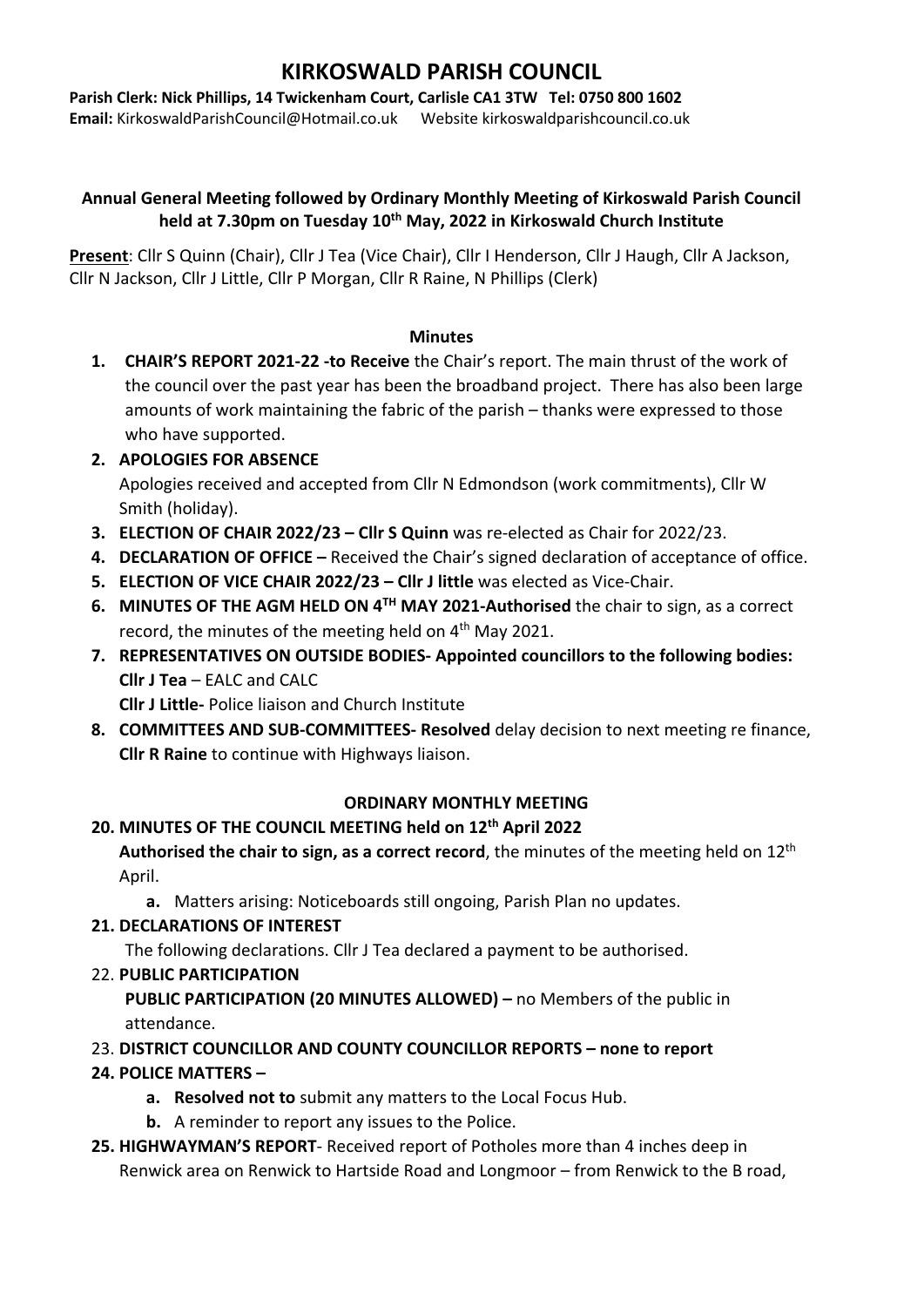# KIRKOSWALD PARISH COUNCIL

**Parish Clerk: Nick Phillips, 14 Twickenham Court, Carlisle CA1 3TW Tel: 0750 800 1602**
**Email:** KirkoswaldParishCouncil@Hotmail.co.uk Website kirkoswaldparishcouncil.co.uk

**Annual General Meeting followed by Ordinary Monthly Meeting of Kirkoswald Parish Council held at 7.30pm on Tuesday 10th May, 2022 in Kirkoswald Church Institute**

**Present**: Cllr S Quinn (Chair), Cllr J Tea (Vice Chair), Cllr I Henderson, Cllr J Haugh, Cllr A Jackson, Cllr N Jackson, Cllr J Little, Cllr P Morgan, Cllr R Raine, N Phillips (Clerk)

## Minutes

1. **CHAIR'S REPORT 2021-22 -to Receive** the Chair's report. The main thrust of the work of the council over the past year has been the broadband project. There has also been large amounts of work maintaining the fabric of the parish – thanks were expressed to those who have supported.
2. **APOLOGIES FOR ABSENCE**
   Apologies received and accepted from Cllr N Edmondson (work commitments), Cllr W Smith (holiday).
3. **ELECTION OF CHAIR 2022/23 – Cllr S Quinn** was re-elected as Chair for 2022/23.
4. **DECLARATION OF OFFICE –** Received the Chair's signed declaration of acceptance of office.
5. **ELECTION OF VICE CHAIR 2022/23 – Cllr J little** was elected as Vice-Chair.
6. **MINUTES OF THE AGM HELD ON 4TH MAY 2021-Authorised** the chair to sign, as a correct record, the minutes of the meeting held on 4th May 2021.
7. **REPRESENTATIVES ON OUTSIDE BODIES- Appointed councillors to the following bodies:**
   **Cllr J Tea** – EALC and CALC
   **Cllr J Little-** Police liaison and Church Institute
8. **COMMITTEES AND SUB-COMMITTEES- Resolved** delay decision to next meeting re finance, **Cllr R Raine** to continue with Highways liaison.

## ORDINARY MONTHLY MEETING

20. **MINUTES OF THE COUNCIL MEETING held on 12th April 2022**
    **Authorised the chair to sign, as a correct record**, the minutes of the meeting held on 12th April.
    a. Matters arising: Noticeboards still ongoing, Parish Plan no updates.
21. **DECLARATIONS OF INTEREST**
    The following declarations. Cllr J Tea declared a payment to be authorised.
22. **PUBLIC PARTICIPATION**
    **PUBLIC PARTICIPATION (20 MINUTES ALLOWED) –** no Members of the public in attendance.
23. **DISTRICT COUNCILLOR AND COUNTY COUNCILLOR REPORTS – none to report**
24. **POLICE MATTERS –**
    a. **Resolved not to** submit any matters to the Local Focus Hub.
    b. A reminder to report any issues to the Police.
25. **HIGHWAYMAN'S REPORT**- Received report of Potholes more than 4 inches deep in Renwick area on Renwick to Hartside Road and Longmoor – from Renwick to the B road,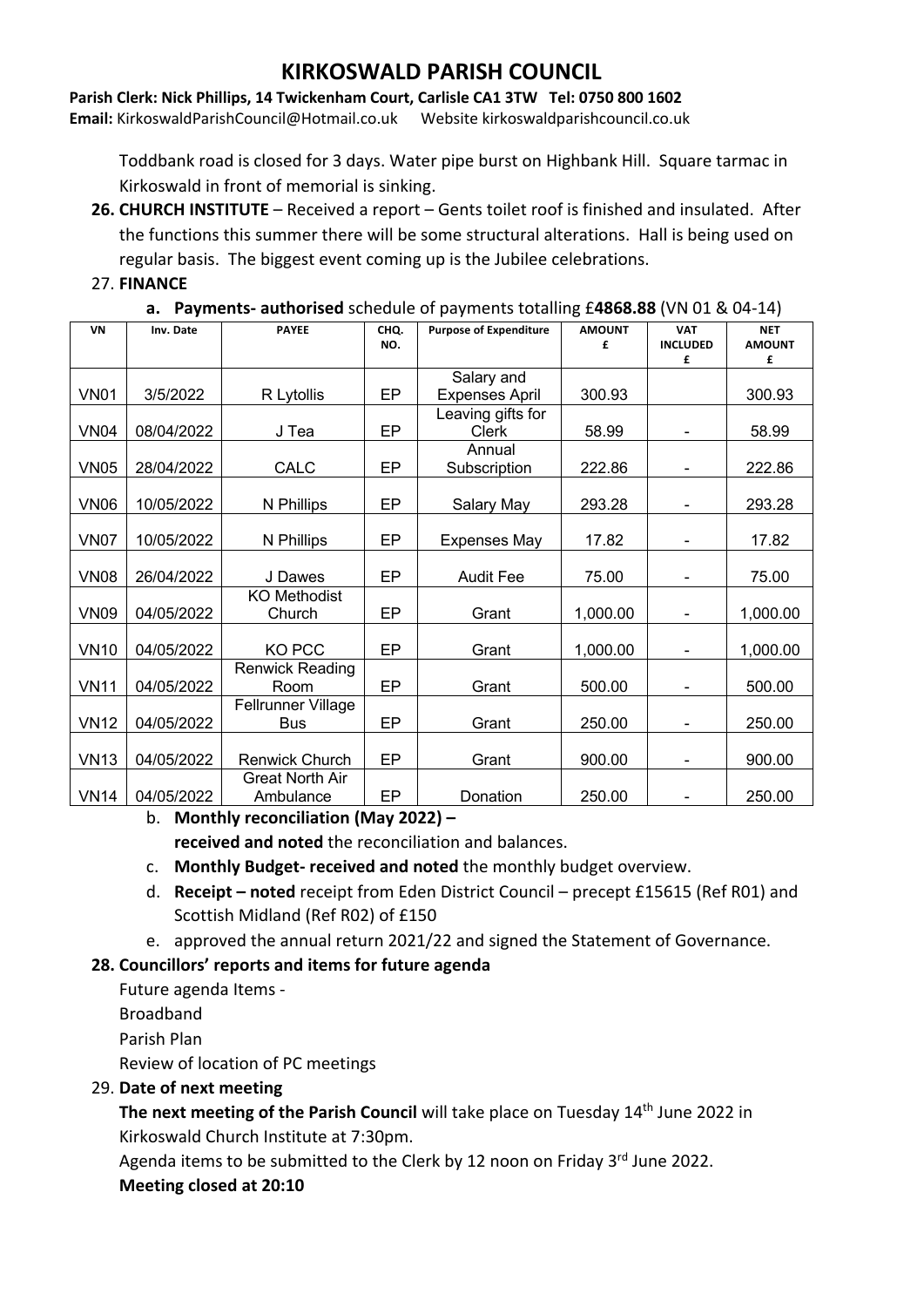# KIRKOSWALD PARISH COUNCIL

**Parish Clerk: Nick Phillips, 14 Twickenham Court, Carlisle CA1 3TW Tel: 0750 800 1602**
**Email:** KirkoswaldParishCouncil@Hotmail.co.uk Website kirkoswaldparishcouncil.co.uk

Toddbank road is closed for 3 days. Water pipe burst on Highbank Hill. Square tarmac in Kirkoswald in front of memorial is sinking.

**26. CHURCH INSTITUTE** – Received a report – Gents toilet roof is finished and insulated. After the functions this summer there will be some structural alterations. Hall is being used on regular basis. The biggest event coming up is the Jubilee celebrations.

27. **FINANCE**

a. **Payments- authorised** schedule of payments totalling £**4868.88** (VN 01 & 04-14)

| VN | Inv. Date | PAYEE | CHQ. NO. | Purpose of Expenditure | AMOUNT £ | VAT INCLUDED £ | NET AMOUNT £ |
|---|---|---|---|---|---|---|---|
| VN01 | 3/5/2022 | R Lytollis | EP | Salary and Expenses April | 300.93 | | 300.93 |
| VN04 | 08/04/2022 | J Tea | EP | Leaving gifts for Clerk | 58.99 | - | 58.99 |
| VN05 | 28/04/2022 | CALC | EP | Annual Subscription | 222.86 | - | 222.86 |
| VN06 | 10/05/2022 | N Phillips | EP | Salary May | 293.28 | - | 293.28 |
| VN07 | 10/05/2022 | N Phillips | EP | Expenses May | 17.82 | - | 17.82 |
| VN08 | 26/04/2022 | J Dawes | EP | Audit Fee | 75.00 | - | 75.00 |
| VN09 | 04/05/2022 | KO Methodist Church | EP | Grant | 1,000.00 | - | 1,000.00 |
| VN10 | 04/05/2022 | KO PCC | EP | Grant | 1,000.00 | - | 1,000.00 |
| VN11 | 04/05/2022 | Renwick Reading Room | EP | Grant | 500.00 | - | 500.00 |
| VN12 | 04/05/2022 | Fellrunner Village Bus | EP | Grant | 250.00 | - | 250.00 |
| VN13 | 04/05/2022 | Renwick Church | EP | Grant | 900.00 | - | 900.00 |
| VN14 | 04/05/2022 | Great North Air Ambulance | EP | Donation | 250.00 | - | 250.00 |

b. **Monthly reconciliation (May 2022) – received and noted** the reconciliation and balances.

c. **Monthly Budget- received and noted** the monthly budget overview.

d. **Receipt – noted** receipt from Eden District Council – precept £15615 (Ref R01) and Scottish Midland (Ref R02) of £150

e. approved the annual return 2021/22 and signed the Statement of Governance.

**28. Councillors' reports and items for future agenda**

Future agenda Items -

Broadband

Parish Plan

Review of location of PC meetings

29. **Date of next meeting**

**The next meeting of the Parish Council** will take place on Tuesday 14th June 2022 in Kirkoswald Church Institute at 7:30pm.

Agenda items to be submitted to the Clerk by 12 noon on Friday 3rd June 2022.

**Meeting closed at 20:10**